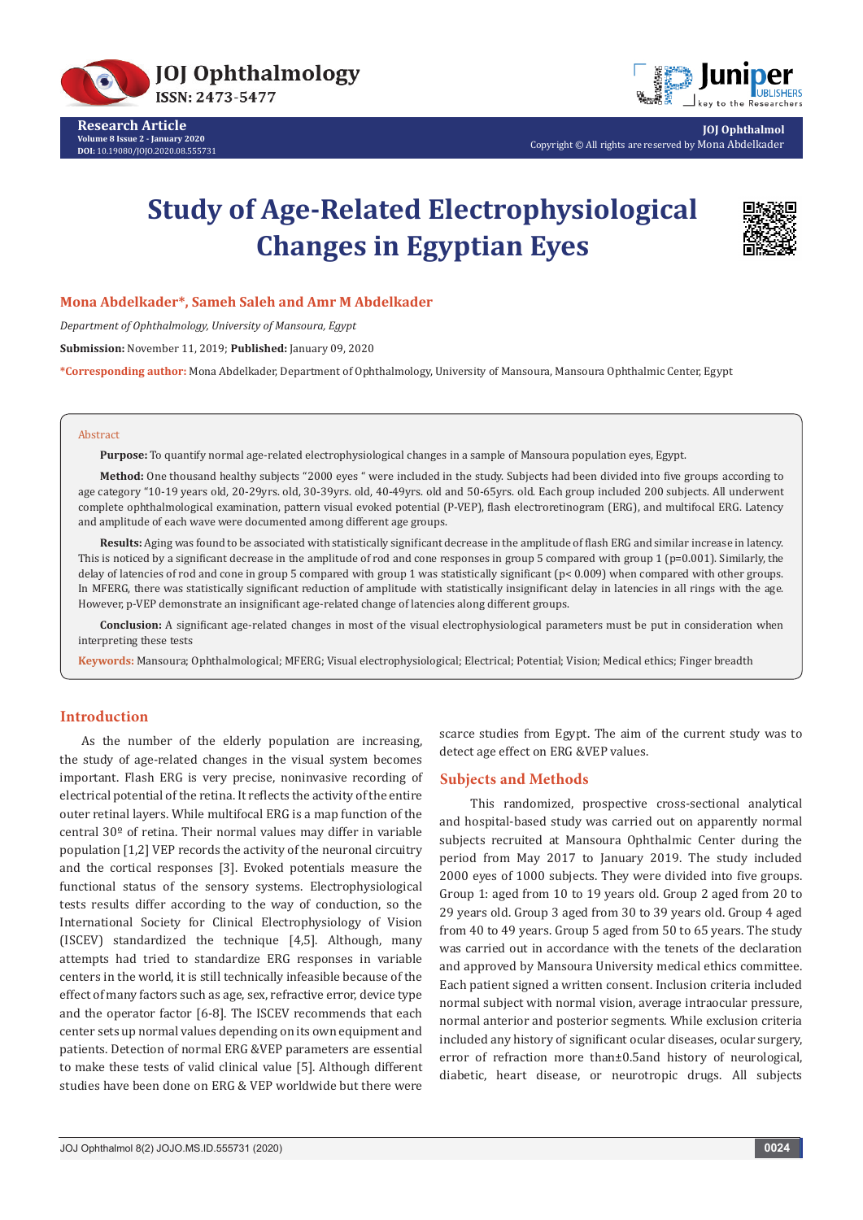# Study of Age-Related Electrophysiological Changes in Egyptian Eyes

**Mona Abdelkader*, Sameh Saleh and Amr M Abdelkader**

*Department of Ophthalmology, University of Mansoura, Egypt*

**Submission:** November 11, 2019; **Published:** January 09, 2020

***Corresponding author:** Mona Abdelkader, Department of Ophthalmology, University of Mansoura, Mansoura Ophthalmic Center, Egypt

## Abstract

**Purpose:** To quantify normal age-related electrophysiological changes in a sample of Mansoura population eyes, Egypt.

**Method:** One thousand healthy subjects "2000 eyes " were included in the study. Subjects had been divided into five groups according to age category "10-19 years old, 20-29yrs. old, 30-39yrs. old, 40-49yrs. old and 50-65yrs. old. Each group included 200 subjects. All underwent complete ophthalmological examination, pattern visual evoked potential (P-VEP), flash electroretinogram (ERG), and multifocal ERG. Latency and amplitude of each wave were documented among different age groups.

**Results:** Aging was found to be associated with statistically significant decrease in the amplitude of flash ERG and similar increase in latency. This is noticed by a significant decrease in the amplitude of rod and cone responses in group 5 compared with group 1 (p=0.001). Similarly, the delay of latencies of rod and cone in group 5 compared with group 1 was statistically significant (p< 0.009) when compared with other groups. In MFERG, there was statistically significant reduction of amplitude with statistically insignificant delay in latencies in all rings with the age. However, p-VEP demonstrate an insignificant age-related change of latencies along different groups.

**Conclusion:** A significant age-related changes in most of the visual electrophysiological parameters must be put in consideration when interpreting these tests

**Keywords:** Mansoura; Ophthalmological; MFERG; Visual electrophysiological; Electrical; Potential; Vision; Medical ethics; Finger breadth

## Introduction

As the number of the elderly population are increasing, the study of age-related changes in the visual system becomes important. Flash ERG is very precise, noninvasive recording of electrical potential of the retina. It reflects the activity of the entire outer retinal layers. While multifocal ERG is a map function of the central 30º of retina. Their normal values may differ in variable population [1,2] VEP records the activity of the neuronal circuitry and the cortical responses [3]. Evoked potentials measure the functional status of the sensory systems. Electrophysiological tests results differ according to the way of conduction, so the International Society for Clinical Electrophysiology of Vision (ISCEV) standardized the technique [4,5]. Although, many attempts have tried to standardize ERG responses in variable centers in the world, it is still technically infeasible because of the effect of many factors such as age, sex, refractive error, device type and the operator factor [6-8]. The ISCEV recommends that each center sets up normal values depending on its own equipment and patients. Detection of normal ERG &VEP parameters are essential to make these tests of valid clinical value [5]. Although different studies have been done on ERG & VEP worldwide but there were scarce studies from Egypt. The aim of the current study was to detect age effect on ERG &VEP values.

## Subjects and Methods

This randomized, prospective cross-sectional analytical and hospital-based study was carried out on apparently normal subjects recruited at Mansoura Ophthalmic Center during the period from May 2017 to January 2019. The study included 2000 eyes of 1000 subjects. They were divided into five groups. Group 1: aged from 10 to 19 years old. Group 2 aged from 20 to 29 years old. Group 3 aged from 30 to 39 years old. Group 4 aged from 40 to 49 years. Group 5 aged from 50 to 65 years. The study was carried out in accordance with the tenets of the declaration and approved by Mansoura University medical ethics committee. Each patient signed a written consent. Inclusion criteria included normal subject with normal vision, average intraocular pressure, normal anterior and posterior segments. While exclusion criteria included any history of significant ocular diseases, ocular surgery, error of refraction more than±0.5and history of neurological, diabetic, heart disease, or neurotropic drugs. All subjects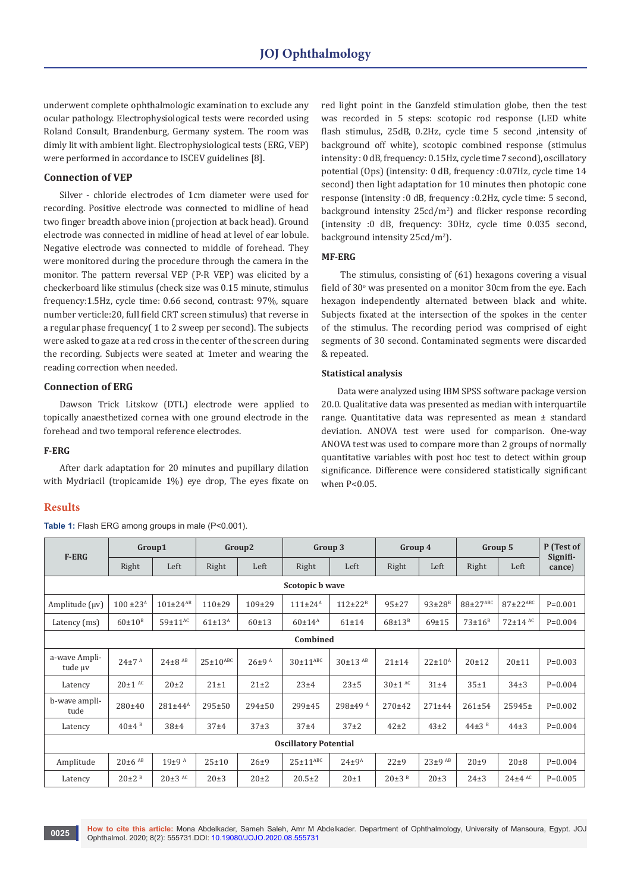underwent complete ophthalmologic examination to exclude any ocular pathology. Electrophysiological tests were recorded using Roland Consult, Brandenburg, Germany system. The room was dimly lit with ambient light. Electrophysiological tests (ERG, VEP) were performed in accordance to ISCEV guidelines [8].

### Connection of VEP

Silver - chloride electrodes of 1cm diameter were used for recording. Positive electrode was connected to midline of head two finger breadth above inion (projection at back head). Ground electrode was connected in midline of head at level of ear lobule. Negative electrode was connected to middle of forehead. They were monitored during the procedure through the camera in the monitor. The pattern reversal VEP (P-R VEP) was elicited by a checkerboard like stimulus (check size was 0.15 minute, stimulus frequency:1.5Hz, cycle time: 0.66 second, contrast: 97%, square number verticle:20, full field CRT screen stimulus) that reverse in a regular phase frequency( 1 to 2 sweep per second). The subjects were asked to gaze at a red cross in the center of the screen during the recording. Subjects were seated at 1meter and wearing the reading correction when needed.

### Connection of ERG

Dawson Trick Litskow (DTL) electrode were applied to topically anaesthetized cornea with one ground electrode in the forehead and two temporal reference electrodes.

### F-ERG

After dark adaptation for 20 minutes and pupillary dilation with Mydriacil (tropicamide 1%) eye drop, The eyes fixate on red light point in the Ganzfeld stimulation globe, then the test was recorded in 5 steps: scotopic rod response (LED white flash stimulus, 25dB, 0.2Hz, cycle time 5 second ,intensity of background off white), scotopic combined response (stimulus intensity : 0 dB, frequency: 0.15Hz, cycle time 7 second), oscillatory potential (Ops) (intensity: 0 dB, frequency :0.07Hz, cycle time 14 second) then light adaptation for 10 minutes then photopic cone response (intensity :0 dB, frequency :0.2Hz, cycle time: 5 second, background intensity 25cd/m$^2$) and flicker response recording (intensity :0 dB, frequency: 30Hz, cycle time 0.035 second, background intensity 25cd/m$^2$).

### MF-ERG

The stimulus, consisting of (61) hexagons covering a visual field of 30° was presented on a monitor 30cm from the eye. Each hexagon independently alternated between black and white. Subjects fixated at the intersection of the spokes in the center of the stimulus. The recording period was comprised of eight segments of 30 second. Contaminated segments were discarded & repeated.

### Statistical analysis

Data were analyzed using IBM SPSS software package version 20.0. Qualitative data was presented as median with interquartile range. Quantitative data was represented as mean ± standard deviation. ANOVA test were used for comparison. One-way ANOVA test was used to compare more than 2 groups of normally quantitative variables with post hoc test to detect within group significance. Difference were considered statistically significant when P<0.05.

## Results

**Table 1:** Flash ERG among groups in male (P<0.001).

| F-ERG | Group1 | | Group2 | | Group 3 | | Group 4 | | Group 5 | | P (Test of Significance) |
|---|---|---|---|---|---|---|---|---|---|---|---|
| | Right | Left | Right | Left | Right | Left | Right | Left | Right | Left | |
| **Scotopic b wave** | | | | | | | | | | | |
| Amplitude (µv) | 100 ±23$^{A}$ | 101±24$^{AB}$ | 110±29 | 109±29 | 111±24$^{A}$ | 112±22$^{B}$ | 95±27 | 93±28$^{B}$ | 88±27$^{ABC}$ | 87±22$^{ABC}$ | P=0.001 |
| Latency (ms) | 60±10$^{B}$ | 59±11$^{AC}$ | 61±13$^{A}$ | 60±13 | 60±14$^{A}$ | 61±14 | 68±13$^{B}$ | 69±15 | 73±16$^{B}$ | 72±14 $^{AC}$ | P=0.004 |
| **Combined** | | | | | | | | | | | |
| a-wave Amplitude µv | 24±7 $^{A}$ | 24±8 $^{AB}$ | 25±10$^{ABC}$ | 26±9 $^{A}$ | 30±11$^{ABC}$ | 30±13 $^{AB}$ | 21±14 | 22±10$^{A}$ | 20±12 | 20±11 | P=0.003 |
| Latency | 20±1 $^{AC}$ | 20±2 | 21±1 | 21±2 | 23±4 | 23±5 | 30±1 $^{AC}$ | 31±4 | 35±1 | 34±3 | P=0.004 |
| b-wave amplitude | 280±40 | 281±44$^{A}$ | 295±50 | 294±50 | 299±45 | 298±49 $^{A}$ | 270±42 | 271±44 | 261±54 | 25945± | P=0.002 |
| Latency | 40±4 $^{B}$ | 38±4 | 37±4 | 37±3 | 37±4 | 37±2 | 42±2 | 43±2 | 44±3 $^{B}$ | 44±3 | P=0.004 |
| **Oscillatory Potential** | | | | | | | | | | | |
| Amplitude | 20±6 $^{AB}$ | 19±9 $^{A}$ | 25±10 | 26±9 | 25±11$^{ABC}$ | 24±9$^{A}$ | 22±9 | 23±9 $^{AB}$ | 20±9 | 20±8 | P=0.004 |
| Latency | 20±2 $^{B}$ | 20±3 $^{AC}$ | 20±3 | 20±2 | 20.5±2 | 20±1 | 20±3 $^{B}$ | 20±3 | 24±3 | 24±4 $^{AC}$ | P=0.005 |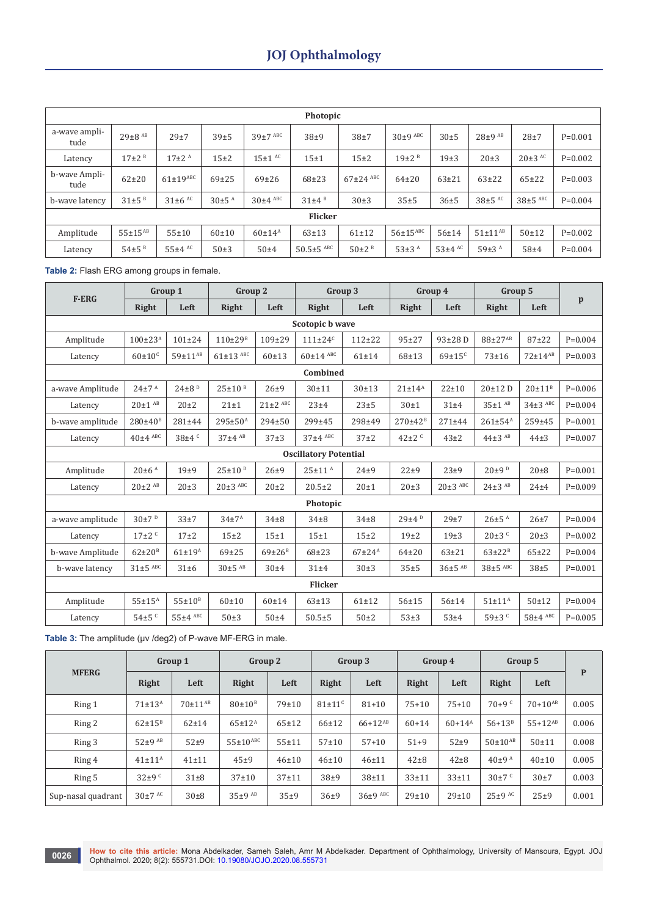| Photopic | | | | | | | | | | |
|---|---|---|---|---|---|---|---|---|---|---|
| a-wave amplitude | 29±8 [AB] | 29±7 | 39±5 | 39±7 [ABC] | 38±9 | 38±7 | 30±9 [ABC] | 30±5 | 28±9 [AB] | 28±7 | P=0.001 |
| Latency | 17±2 [B] | 17±2 [A] | 15±2 | 15±1 [AC] | 15±1 | 15±2 | 19±2 [B] | 19±3 | 20±3 | 20±3 [AC] | P=0.002 |
| b-wave Amplitude | 62±20 | 61±19[ABC] | 69±25 | 69±26 | 68±23 | 67±24 [ABC] | 64±20 | 63±21 | 63±22 | 65±22 | P=0.003 |
| b-wave latency | 31±5 [B] | 31±6 [AC] | 30±5 [A] | 30±4 [ABC] | 31±4 [B] | 30±3 | 35±5 | 36±5 | 38±5 [AC] | 38±5 [ABC] | P=0.004 |
| **Flicker** | | | | | | | | | | | |
| Amplitude | 55±15[AB] | 55±10 | 60±10 | 60±14[A] | 63±13 | 61±12 | 56±15[ABC] | 56±14 | 51±11[AB] | 50±12 | P=0.002 |
| Latency | 54±5 [B] | 55±4 [AC] | 50±3 | 50±4 | 50.5±5 [ABC] | 50±2 [B] | 53±3 [A] | 53±4 [AC] | 59±3 [A] | 58±4 | P=0.004 |

**Table 2:** Flash ERG among groups in female.

| F-ERG | Group 1 | | Group 2 | | Group 3 | | Group 4 | | Group 5 | | p |
|---|---|---|---|---|---|---|---|---|---|---|---|
| | Right | Left | Right | Left | Right | Left | Right | Left | Right | Left | |
| **Scotopic b wave** | | | | | | | | | | | |
| Amplitude | 100±23[A] | 101±24 | 110±29[B] | 109±29 | 111±24[C] | 112±22 | 95±27 | 93±28 D | 88±27[AB] | 87±22 | P=0.004 |
| Latency | 60±10[C] | 59±11[AB] | 61±13 [ABC] | 60±13 | 60±14 [ABC] | 61±14 | 68±13 | 69±15[C] | 73±16 | 72±14[AB] | P=0.003 |
| **Combined** | | | | | | | | | | | |
| a-wave Amplitude | 24±7 [A] | 24±8 [D] | 25±10 [B] | 26±9 | 30±11 | 30±13 | 21±14[A] | 22±10 | 20±12 D | 20±11[B] | P=0.006 |
| Latency | 20±1 [AB] | 20±2 | 21±1 | 21±2 [ABC] | 23±4 | 23±5 | 30±1 | 31±4 | 35±1 [AB] | 34±3 [ABC] | P=0.004 |
| b-wave amplitude | 280±40[B] | 281±44 | 295±50[A] | 294±50 | 299±45 | 298±49 | 270±42[B] | 271±44 | 261±54[A] | 259±45 | P=0.001 |
| Latency | 40±4 [ABC] | 38±4 [C] | 37±4 [AB] | 37±3 | 37±4 [ABC] | 37±2 | 42±2 [C] | 43±2 | 44±3 [AB] | 44±3 | P=0.007 |
| **Oscillatory Potential** | | | | | | | | | | | |
| Amplitude | 20±6 [A] | 19±9 | 25±10 [D] | 26±9 | 25±11 [A] | 24±9 | 22±9 | 23±9 | 20±9 [D] | 20±8 | P=0.001 |
| Latency | 20±2 [AB] | 20±3 | 20±3 [ABC] | 20±2 | 20.5±2 | 20±1 | 20±3 | 20±3 [ABC] | 24±3 [AB] | 24±4 | P=0.009 |
| **Photopic** | | | | | | | | | | | |
| a-wave amplitude | 30±7 [D] | 33±7 | 34±7[A] | 34±8 | 34±8 | 34±8 | 29±4 [D] | 29±7 | 26±5 [A] | 26±7 | P=0.004 |
| Latency | 17±2 [C] | 17±2 | 15±2 | 15±1 | 15±1 | 15±2 | 19±2 | 19±3 | 20±3 [C] | 20±3 | P=0.002 |
| b-wave Amplitude | 62±20[B] | 61±19[A] | 69±25 | 69±26[B] | 68±23 | 67±24[A] | 64±20 | 63±21 | 63±22[B] | 65±22 | P=0.004 |
| b-wave latency | 31±5 [ABC] | 31±6 | 30±5 [AB] | 30±4 | 31±4 | 30±3 | 35±5 | 36±5 [AB] | 38±5 [ABC] | 38±5 | P=0.001 |
| **Flicker** | | | | | | | | | | | |
| Amplitude | 55±15[A] | 55±10[B] | 60±10 | 60±14 | 63±13 | 61±12 | 56±15 | 56±14 | 51±11[A] | 50±12 | P=0.004 |
| Latency | 54±5 [C] | 55±4 [ABC] | 50±3 | 50±4 | 50.5±5 | 50±2 | 53±3 | 53±4 | 59±3 [C] | 58±4 [ABC] | P=0.005 |

**Table 3:** The amplitude (μv /deg2) of P-wave MF-ERG in male.

| MFERG | Group 1 | | Group 2 | | Group 3 | | Group 4 | | Group 5 | | P |
|---|---|---|---|---|---|---|---|---|---|---|---|
| | Right | Left | Right | Left | Right | Left | Right | Left | Right | Left | |
| Ring 1 | 71±13[A] | 70±11[AB] | 80±10[B] | 79±10 | 81±11[C] | 81+10 | 75+10 | 75+10 | 70+9 [C] | 70+10[AB] | 0.005 |
| Ring 2 | 62±15[B] | 62±14 | 65±12[A] | 65±12 | 66±12 | 66+12[AB] | 60+14 | 60+14[A] | 56+13[B] | 55+12[AB] | 0.006 |
| Ring 3 | 52±9 [AB] | 52±9 | 55±10[ABC] | 55±11 | 57±10 | 57+10 | 51+9 | 52±9 | 50±10[AB] | 50±11 | 0.008 |
| Ring 4 | 41±11[A] | 41±11 | 45±9 | 46±10 | 46±10 | 46±11 | 42±8 | 42±8 | 40±9 [A] | 40±10 | 0.005 |
| Ring 5 | 32±9 [C] | 31±8 | 37±10 | 37±11 | 38±9 | 38±11 | 33±11 | 33±11 | 30±7 [C] | 30±7 | 0.003 |
| Sup-nasal quadrant | 30±7 [AC] | 30±8 | 35±9 [AD] | 35±9 | 36±9 | 36±9 [ABC] | 29±10 | 29±10 | 25±9 [AC] | 25±9 | 0.001 |

**How to cite this article:** Mona Abdelkader, Sameh Saleh, Amr M Abdelkader. Department of Ophthalmology, University of Mansoura, Egypt. JOJ Ophthalmol. 2020; 8(2): 555731.DOI: 10.19080/JOJO.2020.08.555731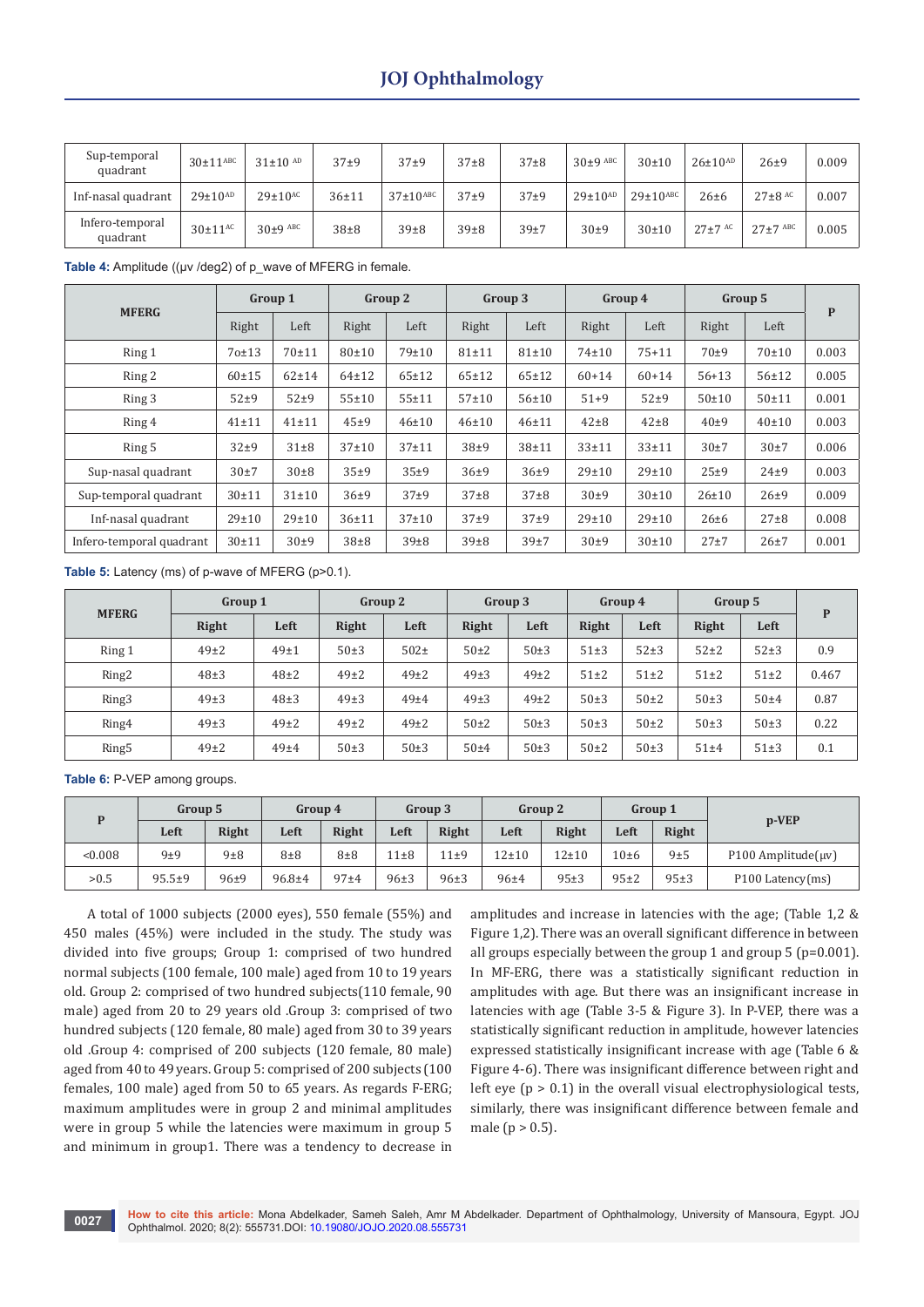| Sup-temporal quadrant | 30±11[ABC] | 31±10 [AD] | 37±9 | 37±9 | 37±8 | 37±8 | 30±9 [ABC] | 30±10 | 26±10[AD] | 26±9 | 0.009 |
|---|---|---|---|---|---|---|---|---|---|---|---|
| Inf-nasal quadrant | 29±10[AD] | 29±10[AC] | 36±11 | 37±10[ABC] | 37±9 | 37±9 | 29±10[AD] | 29±10[ABC] | 26±6 | 27±8 [AC] | 0.007 |
| Infero-temporal quadrant | 30±11[AC] | 30±9 [ABC] | 38±8 | 39±8 | 39±8 | 39±7 | 30±9 | 30±10 | 27±7 [AC] | 27±7 [ABC] | 0.005 |

**Table 4:** Amplitude ((μv /deg2) of p_wave of MFERG in female.

| MFERG | Group 1 | | Group 2 | | Group 3 | | Group 4 | | Group 5 | | P |
|---|---|---|---|---|---|---|---|---|---|---|---|
| | Right | Left | Right | Left | Right | Left | Right | Left | Right | Left | |
| Ring 1 | 7o±13 | 70±11 | 80±10 | 79±10 | 81±11 | 81±10 | 74±10 | 75+11 | 70±9 | 70±10 | 0.003 |
| Ring 2 | 60±15 | 62±14 | 64±12 | 65±12 | 65±12 | 65±12 | 60+14 | 60+14 | 56+13 | 56±12 | 0.005 |
| Ring 3 | 52±9 | 52±9 | 55±10 | 55±11 | 57±10 | 56±10 | 51+9 | 52±9 | 50±10 | 50±11 | 0.001 |
| Ring 4 | 41±11 | 41±11 | 45±9 | 46±10 | 46±10 | 46±11 | 42±8 | 42±8 | 40±9 | 40±10 | 0.003 |
| Ring 5 | 32±9 | 31±8 | 37±10 | 37±11 | 38±9 | 38±11 | 33±11 | 33±11 | 30±7 | 30±7 | 0.006 |
| Sup-nasal quadrant | 30±7 | 30±8 | 35±9 | 35±9 | 36±9 | 36±9 | 29±10 | 29±10 | 25±9 | 24±9 | 0.003 |
| Sup-temporal quadrant | 30±11 | 31±10 | 36±9 | 37±9 | 37±8 | 37±8 | 30±9 | 30±10 | 26±10 | 26±9 | 0.009 |
| Inf-nasal quadrant | 29±10 | 29±10 | 36±11 | 37±10 | 37±9 | 37±9 | 29±10 | 29±10 | 26±6 | 27±8 | 0.008 |
| Infero-temporal quadrant | 30±11 | 30±9 | 38±8 | 39±8 | 39±8 | 39±7 | 30±9 | 30±10 | 27±7 | 26±7 | 0.001 |

**Table 5:** Latency (ms) of p-wave of MFERG (p>0.1).

| MFERG | Group 1 | | Group 2 | | Group 3 | | Group 4 | | Group 5 | | P |
|---|---|---|---|---|---|---|---|---|---|---|---|
| | Right | Left | Right | Left | Right | Left | Right | Left | Right | Left | |
| Ring 1 | 49±2 | 49±1 | 50±3 | 502± | 50±2 | 50±3 | 51±3 | 52±3 | 52±2 | 52±3 | 0.9 |
| Ring2 | 48±3 | 48±2 | 49±2 | 49±2 | 49±3 | 49±2 | 51±2 | 51±2 | 51±2 | 51±2 | 0.467 |
| Ring3 | 49±3 | 48±3 | 49±3 | 49±4 | 49±3 | 49±2 | 50±3 | 50±2 | 50±3 | 50±4 | 0.87 |
| Ring4 | 49±3 | 49±2 | 49±2 | 49±2 | 50±2 | 50±3 | 50±3 | 50±2 | 50±3 | 50±3 | 0.22 |
| Ring5 | 49±2 | 49±4 | 50±3 | 50±3 | 50±4 | 50±3 | 50±2 | 50±3 | 51±4 | 51±3 | 0.1 |

**Table 6:** P-VEP among groups.

| P | Group 5 | | Group 4 | | Group 3 | | Group 2 | | Group 1 | | p-VEP |
|---|---|---|---|---|---|---|---|---|---|---|---|
| | Left | Right | Left | Right | Left | Right | Left | Right | Left | Right | |
| <0.008 | 9±9 | 9±8 | 8±8 | 8±8 | 11±8 | 11±9 | 12±10 | 12±10 | 10±6 | 9±5 | P100 Amplitude(μv) |
| >0.5 | 95.5±9 | 96±9 | 96.8±4 | 97±4 | 96±3 | 96±3 | 96±4 | 95±3 | 95±2 | 95±3 | P100 Latency(ms) |

A total of 1000 subjects (2000 eyes), 550 female (55%) and 450 males (45%) were included in the study. The study was divided into five groups; Group 1: comprised of two hundred normal subjects (100 female, 100 male) aged from 10 to 19 years old. Group 2: comprised of two hundred subjects(110 female, 90 male) aged from 20 to 29 years old .Group 3: comprised of two hundred subjects (120 female, 80 male) aged from 30 to 39 years old .Group 4: comprised of 200 subjects (120 female, 80 male) aged from 40 to 49 years. Group 5: comprised of 200 subjects (100 females, 100 male) aged from 50 to 65 years. As regards F-ERG; maximum amplitudes were in group 2 and minimal amplitudes were in group 5 while the latencies were maximum in group 5 and minimum in group1. There was a tendency to decrease in amplitudes and increase in latencies with the age; (Table 1,2 & Figure 1,2). There was an overall significant difference in between all groups especially between the group 1 and group 5 (p=0.001). In MF-ERG, there was a statistically significant reduction in amplitudes with age. But there was an insignificant increase in latencies with age (Table 3-5 & Figure 3). In P-VEP, there was a statistically significant reduction in amplitude, however latencies expressed statistically insignificant increase with age (Table 6 & Figure 4-6). There was insignificant difference between right and left eye (p > 0.1) in the overall visual electrophysiological tests, similarly, there was insignificant difference between female and male (p > 0.5).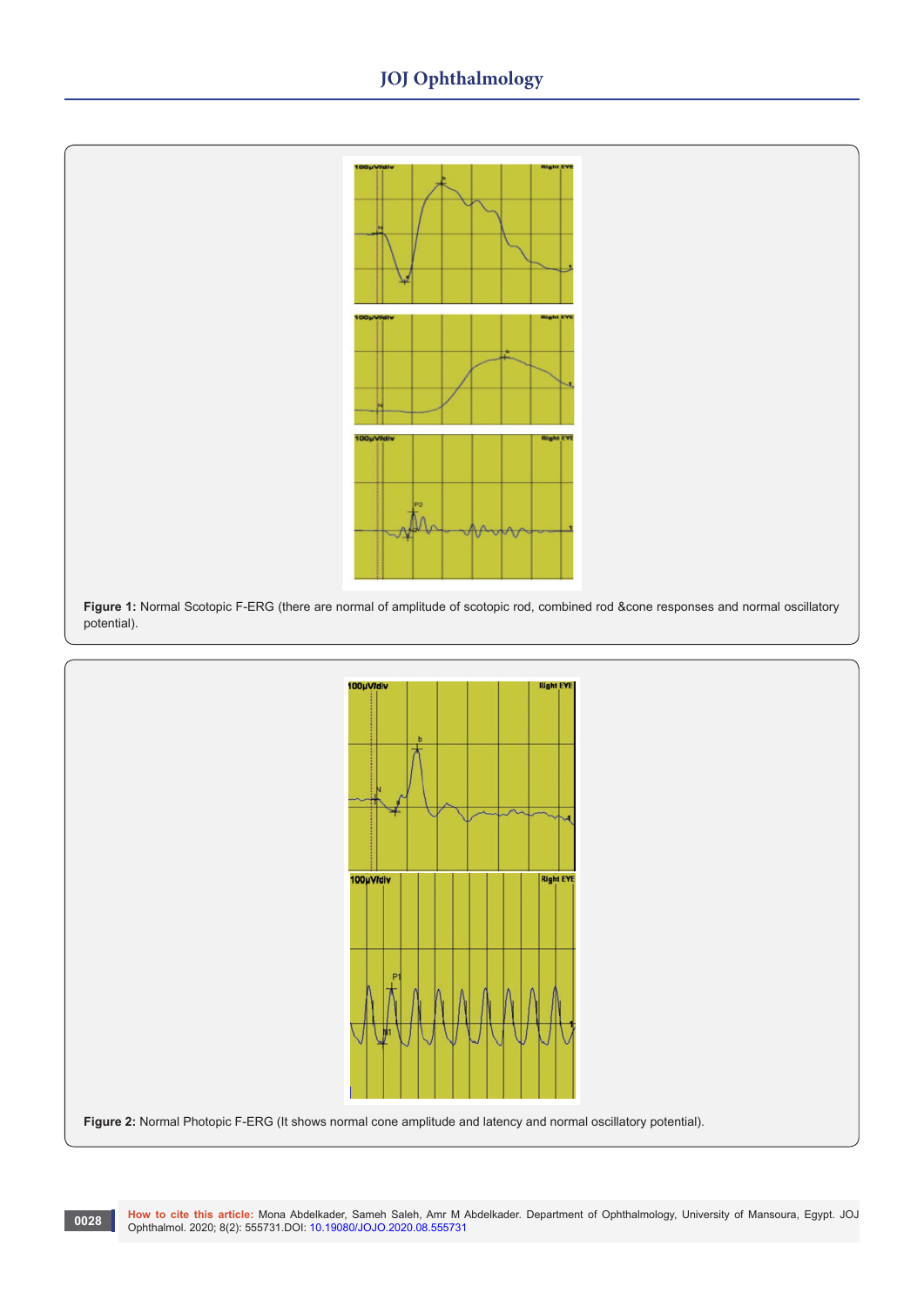**Figure 1:** Normal Scotopic F-ERG (there are normal of amplitude of scotopic rod, combined rod &cone responses and normal oscillatory potential).

**Figure 2:** Normal Photopic F-ERG (It shows normal cone amplitude and latency and normal oscillatory potential).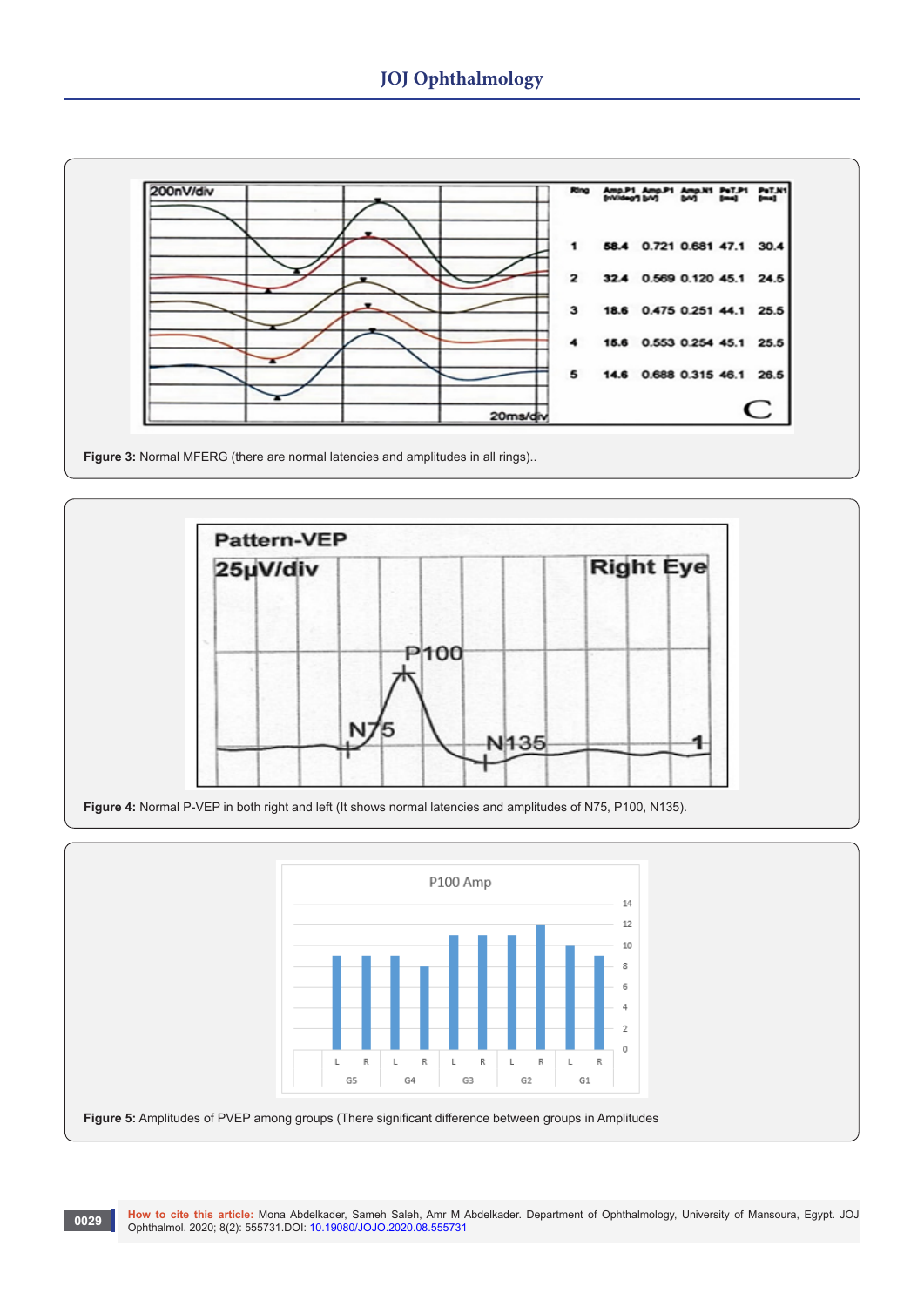**Figure 3:** Normal MFERG (there are normal latencies and amplitudes in all rings)..

**Figure 4:** Normal P-VEP in both right and left (It shows normal latencies and amplitudes of N75, P100, N135).

**Figure 5:** Amplitudes of PVEP among groups (There significant difference between groups in Amplitudes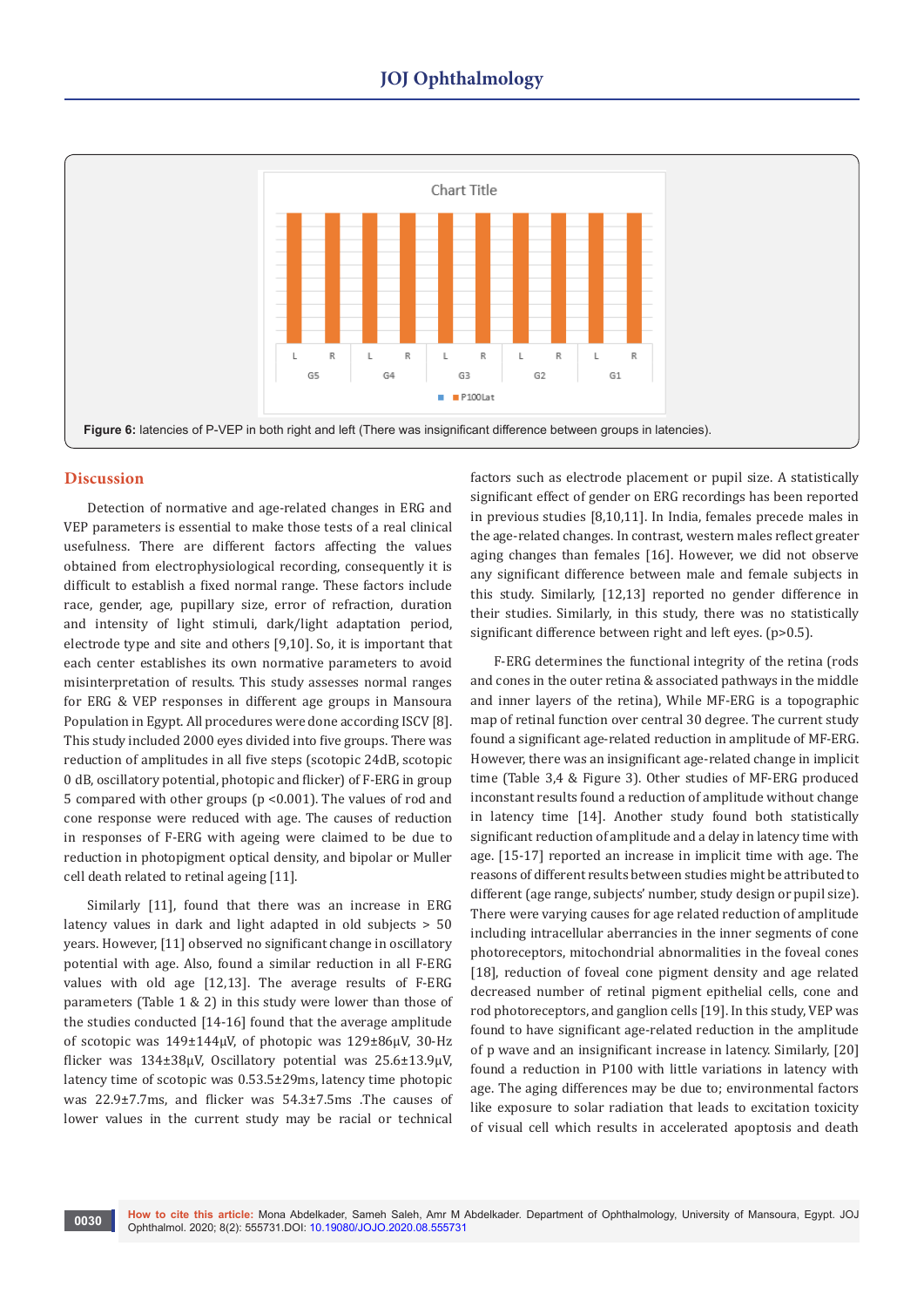Figure 6: latencies of P-VEP in both right and left (There was insignificant difference between groups in latencies).

## Discussion

Detection of normative and age-related changes in ERG and VEP parameters is essential to make those tests of a real clinical usefulness. There are different factors affecting the values obtained from electrophysiological recording, consequently it is difficult to establish a fixed normal range. These factors include race, gender, age, pupillary size, error of refraction, duration and intensity of light stimuli, dark/light adaptation period, electrode type and site and others [9,10]. So, it is important that each center establishes its own normative parameters to avoid misinterpretation of results. This study assesses normal ranges for ERG & VEP responses in different age groups in Mansoura Population in Egypt. All procedures were done according ISCV [8]. This study included 2000 eyes divided into five groups. There was reduction of amplitudes in all five steps (scotopic 24dB, scotopic 0 dB, oscillatory potential, photopic and flicker) of F-ERG in group 5 compared with other groups ($p < 0.001$). The values of rod and cone response were reduced with age. The causes of reduction in responses of F-ERG with ageing were claimed to be due to reduction in photopigment optical density, and bipolar or Muller cell death related to retinal ageing [11].

Similarly [11], found that there was an increase in ERG latency values in dark and light adapted in old subjects > 50 years. However, [11] observed no significant change in oscillatory potential with age. Also, found a similar reduction in all F-ERG values with old age [12,13]. The average results of F-ERG parameters (Table 1 & 2) in this study were lower than those of the studies conducted [14-16] found that the average amplitude of scotopic was 149±144μV, of photopic was 129±86μV, 30-Hz flicker was 134±38μV, Oscillatory potential was 25.6±13.9μV, latency time of scotopic was 0.53.5±29ms, latency time photopic was 22.9±7.7ms, and flicker was 54.3±7.5ms .The causes of lower values in the current study may be racial or technical factors such as electrode placement or pupil size. A statistically significant effect of gender on ERG recordings has been reported in previous studies [8,10,11]. In India, females precede males in the age-related changes. In contrast, western males reflect greater aging changes than females [16]. However, we did not observe any significant difference between male and female subjects in this study. Similarly, [12,13] reported no gender difference in their studies. Similarly, in this study, there was no statistically significant difference between right and left eyes. ($p > 0.5$).

F-ERG determines the functional integrity of the retina (rods and cones in the outer retina & associated pathways in the middle and inner layers of the retina), While MF-ERG is a topographic map of retinal function over central 30 degree. The current study found a significant age-related reduction in amplitude of MF-ERG. However, there was an insignificant age-related change in implicit time (Table 3,4 & Figure 3). Other studies of MF-ERG produced inconstant results found a reduction of amplitude without change in latency time [14]. Another study found both statistically significant reduction of amplitude and a delay in latency time with age. [15-17] reported an increase in implicit time with age. The reasons of different results between studies might be attributed to different (age range, subjects' number, study design or pupil size). There were varying causes for age related reduction of amplitude including intracellular aberrancies in the inner segments of cone photoreceptors, mitochondrial abnormalities in the foveal cones [18], reduction of foveal cone pigment density and age related decreased number of retinal pigment epithelial cells, cone and rod photoreceptors, and ganglion cells [19]. In this study, VEP was found to have significant age-related reduction in the amplitude of p wave and an insignificant increase in latency. Similarly, [20] found a reduction in P100 with little variations in latency with age. The aging differences may be due to; environmental factors like exposure to solar radiation that leads to excitation toxicity of visual cell which results in accelerated apoptosis and death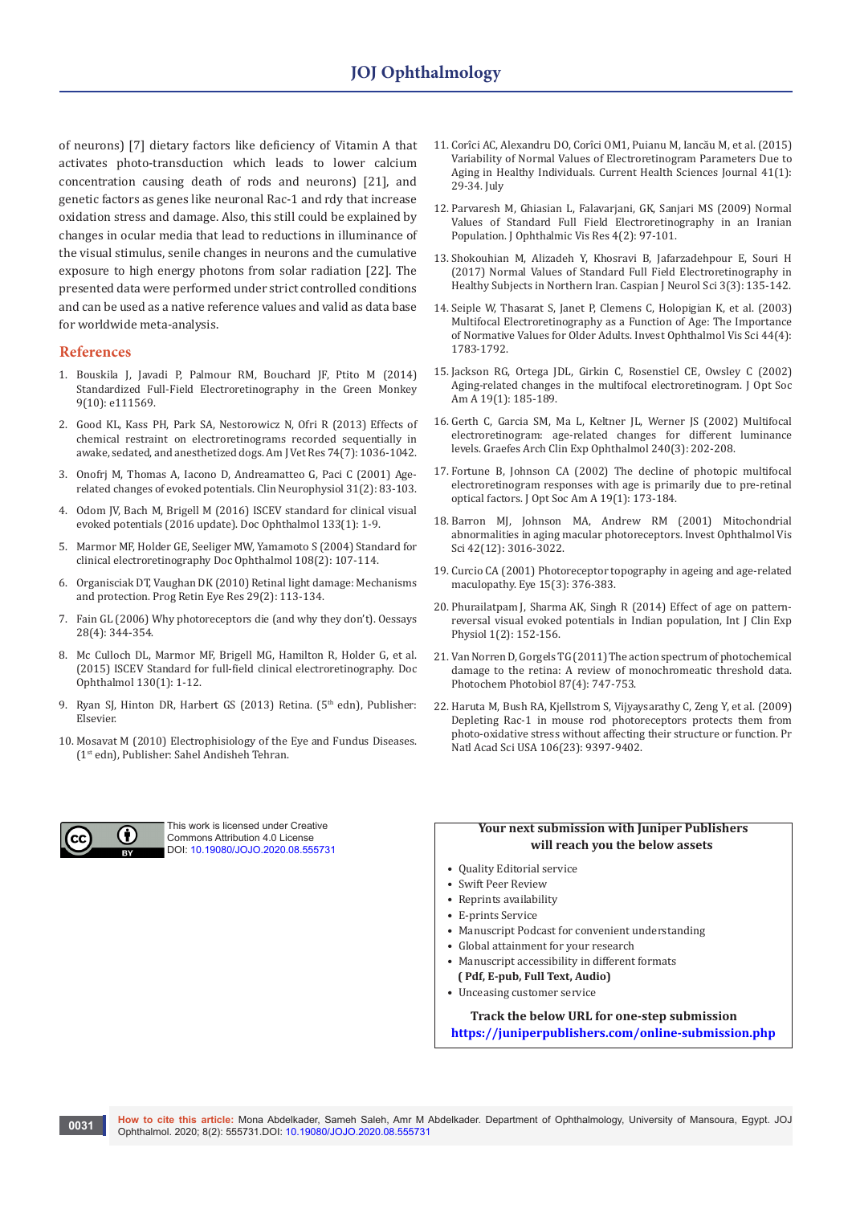of neurons) [7] dietary factors like deficiency of Vitamin A that activates photo-transduction which leads to lower calcium concentration causing death of rods and neurons) [21], and genetic factors as genes like neuronal Rac-1 and rdy that increase oxidation stress and damage. Also, this still could be explained by changes in ocular media that lead to reductions in illuminance of the visual stimulus, senile changes in neurons and the cumulative exposure to high energy photons from solar radiation [22]. The presented data were performed under strict controlled conditions and can be used as a native reference values and valid as data base for worldwide meta-analysis.

## References

1. Bouskila J, Javadi P, Palmour RM, Bouchard JF, Ptito M (2014) Standardized Full-Field Electroretinography in the Green Monkey 9(10): e111569.
2. Good KL, Kass PH, Park SA, Nestorowicz N, Ofri R (2013) Effects of chemical restraint on electroretinograms recorded sequentially in awake, sedated, and anesthetized dogs. Am J Vet Res 74(7): 1036-1042.
3. Onofrj M, Thomas A, Iacono D, Andreamatteo G, Paci C (2001) Age-related changes of evoked potentials. Clin Neurophysiol 31(2): 83-103.
4. Odom JV, Bach M, Brigell M (2016) ISCEV standard for clinical visual evoked potentials (2016 update). Doc Ophthalmol 133(1): 1-9.
5. Marmor MF, Holder GE, Seeliger MW, Yamamoto S (2004) Standard for clinical electroretinography Doc Ophthalmol 108(2): 107-114.
6. Organisciak DT, Vaughan DK (2010) Retinal light damage: Mechanisms and protection. Prog Retin Eye Res 29(2): 113-134.
7. Fain GL (2006) Why photoreceptors die (and why they don't). Oessays 28(4): 344-354.
8. Mc Culloch DL, Marmor MF, Brigell MG, Hamilton R, Holder G, et al. (2015) ISCEV Standard for full-field clinical electroretinography. Doc Ophthalmol 130(1): 1-12.
9. Ryan SJ, Hinton DR, Harbert GS (2013) Retina. (5th edn), Publisher: Elsevier.
10. Mosavat M (2010) Electrophisiology of the Eye and Fundus Diseases. (1st edn), Publisher: Sahel Andisheh Tehran.
11. Corîci AC, Alexandru DO, Corîci OM1, Puianu M, Iancău M, et al. (2015) Variability of Normal Values of Electroretinogram Parameters Due to Aging in Healthy Individuals. Current Health Sciences Journal 41(1): 29-34. July
12. Parvaresh M, Ghiasian L, Falavarjani, GK, Sanjari MS (2009) Normal Values of Standard Full Field Electroretinography in an Iranian Population. J Ophthalmic Vis Res 4(2): 97-101.
13. Shokouhian M, Alizadeh Y, Khosravi B, Jafarzadehpour E, Souri H (2017) Normal Values of Standard Full Field Electroretinography in Healthy Subjects in Northern Iran. Caspian J Neurol Sci 3(3): 135-142.
14. Seiple W, Thasarat S, Janet P, Clemens C, Holopigian K, et al. (2003) Multifocal Electroretinography as a Function of Age: The Importance of Normative Values for Older Adults. Invest Ophthalmol Vis Sci 44(4): 1783-1792.
15. Jackson RG, Ortega JDL, Girkin C, Rosenstiel CE, Owsley C (2002) Aging-related changes in the multifocal electroretinogram. J Opt Soc Am A 19(1): 185-189.
16. Gerth C, Garcia SM, Ma L, Keltner JL, Werner JS (2002) Multifocal electroretinogram: age-related changes for different luminance levels. Graefes Arch Clin Exp Ophthalmol 240(3): 202-208.
17. Fortune B, Johnson CA (2002) The decline of photopic multifocal electroretinogram responses with age is primarily due to pre-retinal optical factors. J Opt Soc Am A 19(1): 173-184.
18. Barron MJ, Johnson MA, Andrew RM (2001) Mitochondrial abnormalities in aging macular photoreceptors. Invest Ophthalmol Vis Sci 42(12): 3016-3022.
19. Curcio CA (2001) Photoreceptor topography in ageing and age-related maculopathy. Eye 15(3): 376-383.
20. Phurailatpam J, Sharma AK, Singh R (2014) Effect of age on pattern-reversal visual evoked potentials in Indian population, Int J Clin Exp Physiol 1(2): 152-156.
21. Van Norren D, Gorgels TG (2011) The action spectrum of photochemical damage to the retina: A review of monochromeatic threshold data. Photochem Photobiol 87(4): 747-753.
22. Haruta M, Bush RA, Kjellstrom S, Vijyaysarathy C, Zeng Y, et al. (2009) Depleting Rac-1 in mouse rod photoreceptors protects them from photo-oxidative stress without affecting their structure or function. Pr Natl Acad Sci USA 106(23): 9397-9402.

This work is licensed under Creative Commons Attribution 4.0 License
DOI: 10.19080/JOJO.2020.08.555731

**Your next submission with Juniper Publishers will reach you the below assets**

- Quality Editorial service
- Swift Peer Review
- Reprints availability
- E-prints Service
- Manuscript Podcast for convenient understanding
- Global attainment for your research
- Manuscript accessibility in different formats
  **( Pdf, E-pub, Full Text, Audio)**
- Unceasing customer service

**Track the below URL for one-step submission**
**https://juniperpublishers.com/online-submission.php**

**How to cite this article:** Mona Abdelkader, Sameh Saleh, Amr M Abdelkader. Department of Ophthalmology, University of Mansoura, Egypt. JOJ Ophthalmol. 2020; 8(2): 555731.DOI: 10.19080/JOJO.2020.08.555731